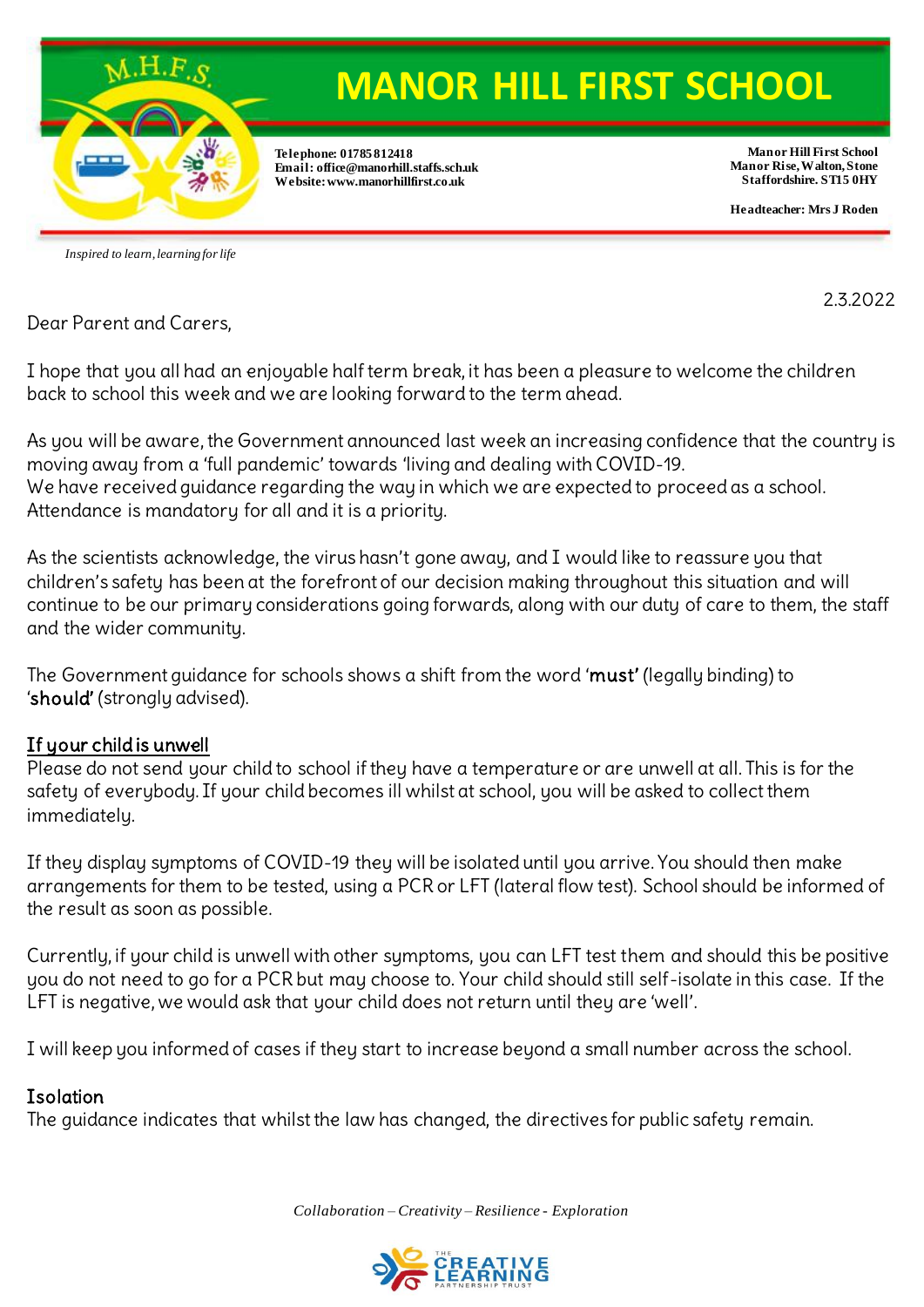# MANOR HILL FIRST SCHOOL

**Telephone: 01785 812418**
**Email: office@manorhill.staffs.sch.uk**
**Website: www.manorhillfirst.co.uk**

**Manor Hill First School**
**Manor Rise, Walton, Stone**
**Staffordshire. ST15 0HY**

**Headteacher: Mrs J Roden**

*Inspired to learn, learning for life*

2.3.2022

Dear Parent and Carers,

I hope that you all had an enjoyable half term break, it has been a pleasure to welcome the children back to school this week and we are looking forward to the term ahead.

As you will be aware, the Government announced last week an increasing confidence that the country is moving away from a 'full pandemic' towards 'living and dealing with COVID-19.
We have received guidance regarding the way in which we are expected to proceed as a school. Attendance is mandatory for all and it is a priority.

As the scientists acknowledge, the virus hasn't gone away, and I would like to reassure you that children's safety has been at the forefront of our decision making throughout this situation and will continue to be our primary considerations going forwards, along with our duty of care to them, the staff and the wider community.

The Government guidance for schools shows a shift from the word '**must**' (legally binding) to '**should**' (strongly advised).

## If your child is unwell

Please do not send your child to school if they have a temperature or are unwell at all. This is for the safety of everybody. If your child becomes ill whilst at school, you will be asked to collect them immediately.

If they display symptoms of COVID-19 they will be isolated until you arrive. You should then make arrangements for them to be tested, using a PCR or LFT (lateral flow test). School should be informed of the result as soon as possible.

Currently, if your child is unwell with other symptoms, you can LFT test them and should this be positive you do not need to go for a PCR but may choose to. Your child should still self-isolate in this case. If the LFT is negative, we would ask that your child does not return until they are 'well'.

I will keep you informed of cases if they start to increase beyond a small number across the school.

## Isolation

The guidance indicates that whilst the law has changed, the directives for public safety remain.

*Collaboration – Creativity – Resilience - Exploration*

THE CREATIVE LEARNING PARTNERSHIP TRUST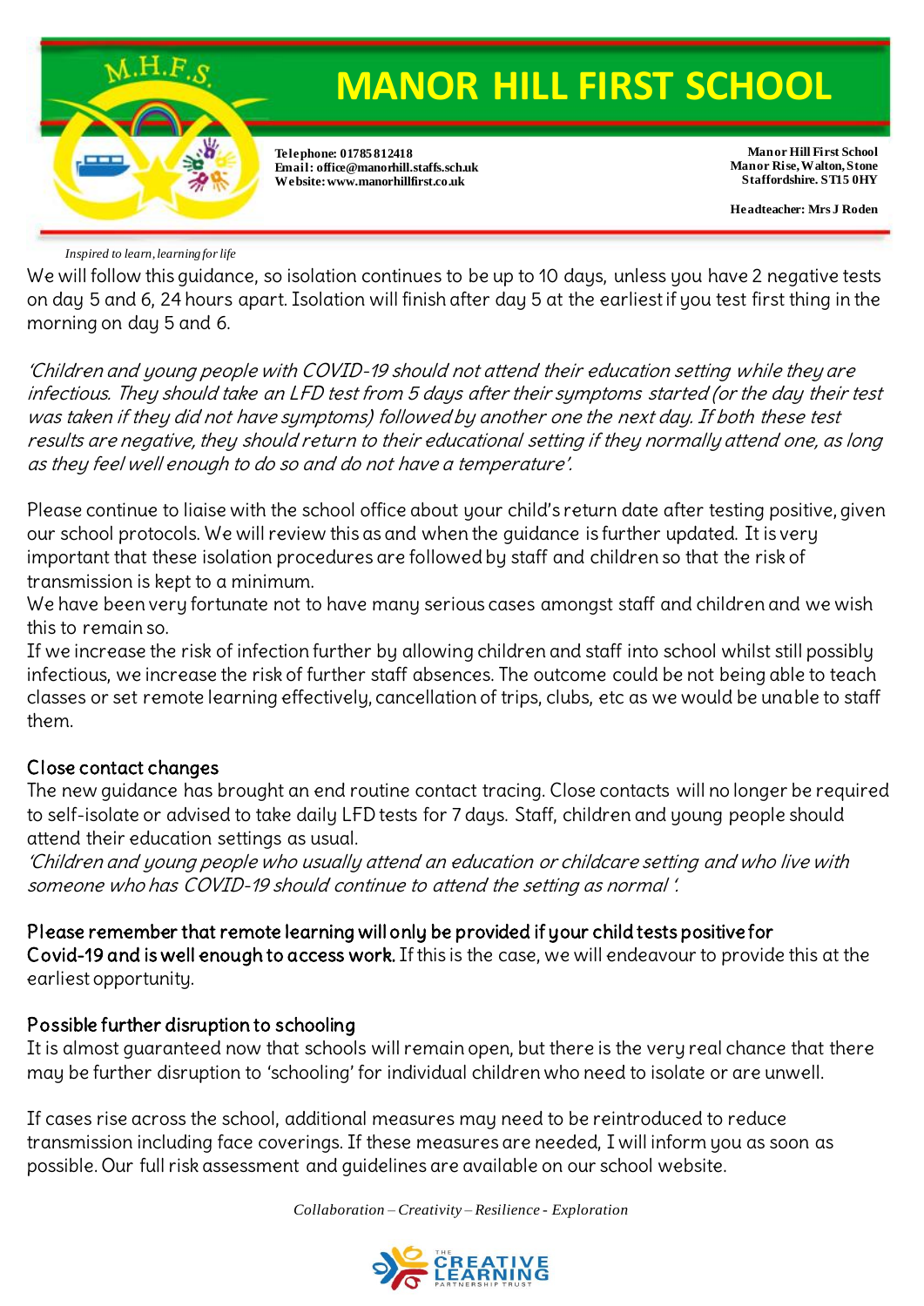We will follow this guidance, so isolation continues to be up to 10 days, unless you have 2 negative tests on day 5 and 6, 24 hours apart. Isolation will finish after day 5 at the earliest if you test first thing in the morning on day 5 and 6.

*'Children and young people with COVID-19 should not attend their education setting while they are infectious. They should take an LFD test from 5 days after their symptoms started (or the day their test was taken if they did not have symptoms) followed by another one the next day. If both these test results are negative, they should return to their educational setting if they normally attend one, as long as they feel well enough to do so and do not have a temperature'.*

Please continue to liaise with the school office about your child's return date after testing positive, given our school protocols. We will review this as and when the guidance is further updated. It is very important that these isolation procedures are followed by staff and children so that the risk of transmission is kept to a minimum.

We have been very fortunate not to have many serious cases amongst staff and children and we wish this to remain so.

If we increase the risk of infection further by allowing children and staff into school whilst still possibly infectious, we increase the risk of further staff absences. The outcome could be not being able to teach classes or set remote learning effectively, cancellation of trips, clubs, etc as we would be unable to staff them.

## Close contact changes

The new guidance has brought an end routine contact tracing. Close contacts will no longer be required to self-isolate or advised to take daily LFD tests for 7 days. Staff, children and young people should attend their education settings as usual.

*'Children and young people who usually attend an education or childcare setting and who live with someone who has COVID-19 should continue to attend the setting as normal '.*

**Please remember that remote learning will only be provided if your child tests positive for Covid-19 and is well enough to access work.** If this is the case, we will endeavour to provide this at the earliest opportunity.

## Possible further disruption to schooling

It is almost guaranteed now that schools will remain open, but there is the very real chance that there may be further disruption to 'schooling' for individual children who need to isolate or are unwell.

If cases rise across the school, additional measures may need to be reintroduced to reduce transmission including face coverings. If these measures are needed, I will inform you as soon as possible. Our full risk assessment and guidelines are available on our school website.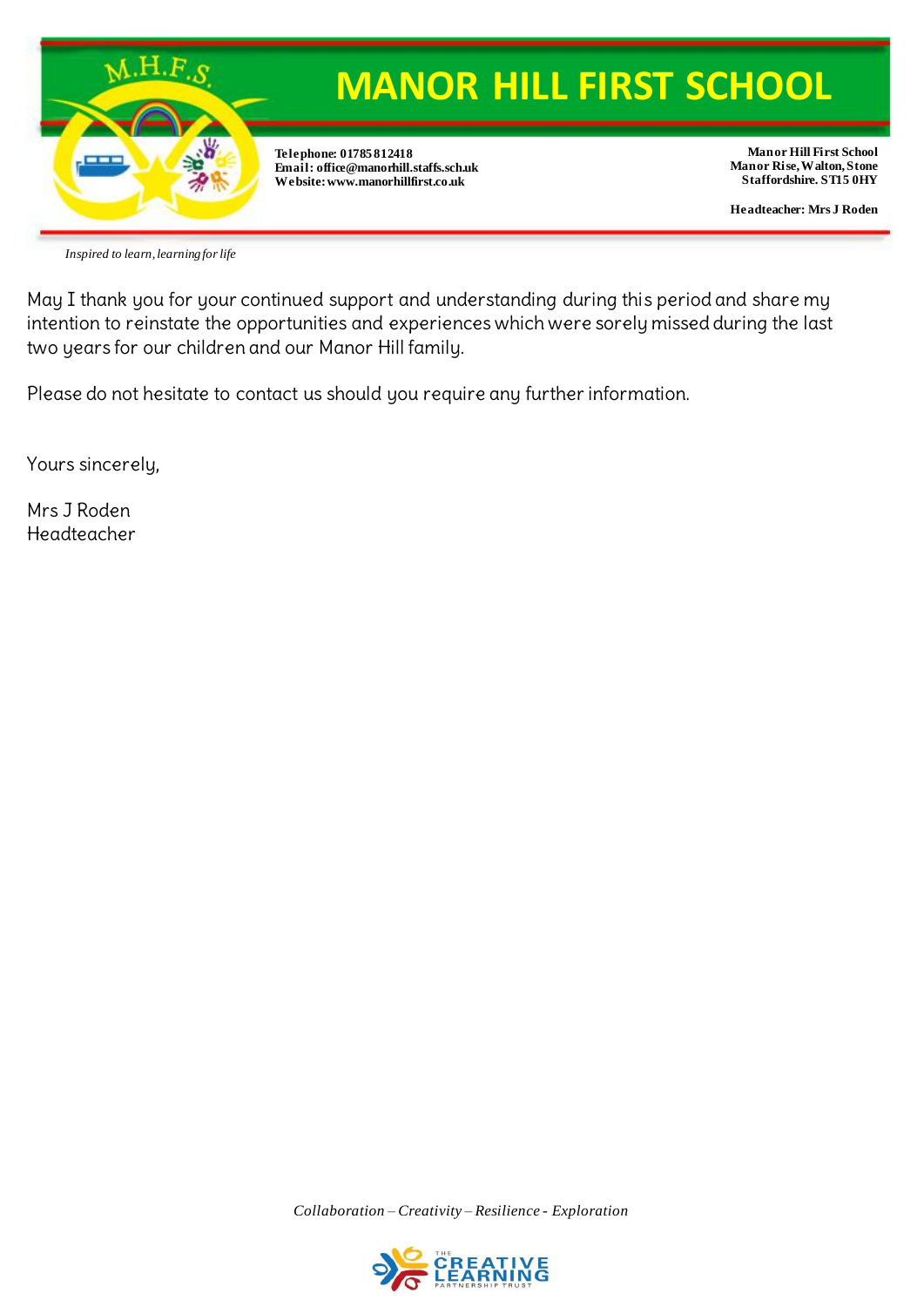# MANOR HILL FIRST SCHOOL

**Telephone: 01785 812418**
**Email: office@manorhill.staffs.sch.uk**
**Website: www.manorhillfirst.co.uk**

**Manor Hill First School**
**Manor Rise, Walton, Stone**
**Staffordshire. ST15 0HY**

**Headteacher: Mrs J Roden**

*Inspired to learn, learning for life*

May I thank you for your continued support and understanding during this period and share my intention to reinstate the opportunities and experiences which were sorely missed during the last two years for our children and our Manor Hill family.

Please do not hesitate to contact us should you require any further information.

Yours sincerely,

Mrs J Roden
Headteacher

*Collaboration – Creativity – Resilience - Exploration*

THE CREATIVE LEARNING PARTNERSHIP TRUST